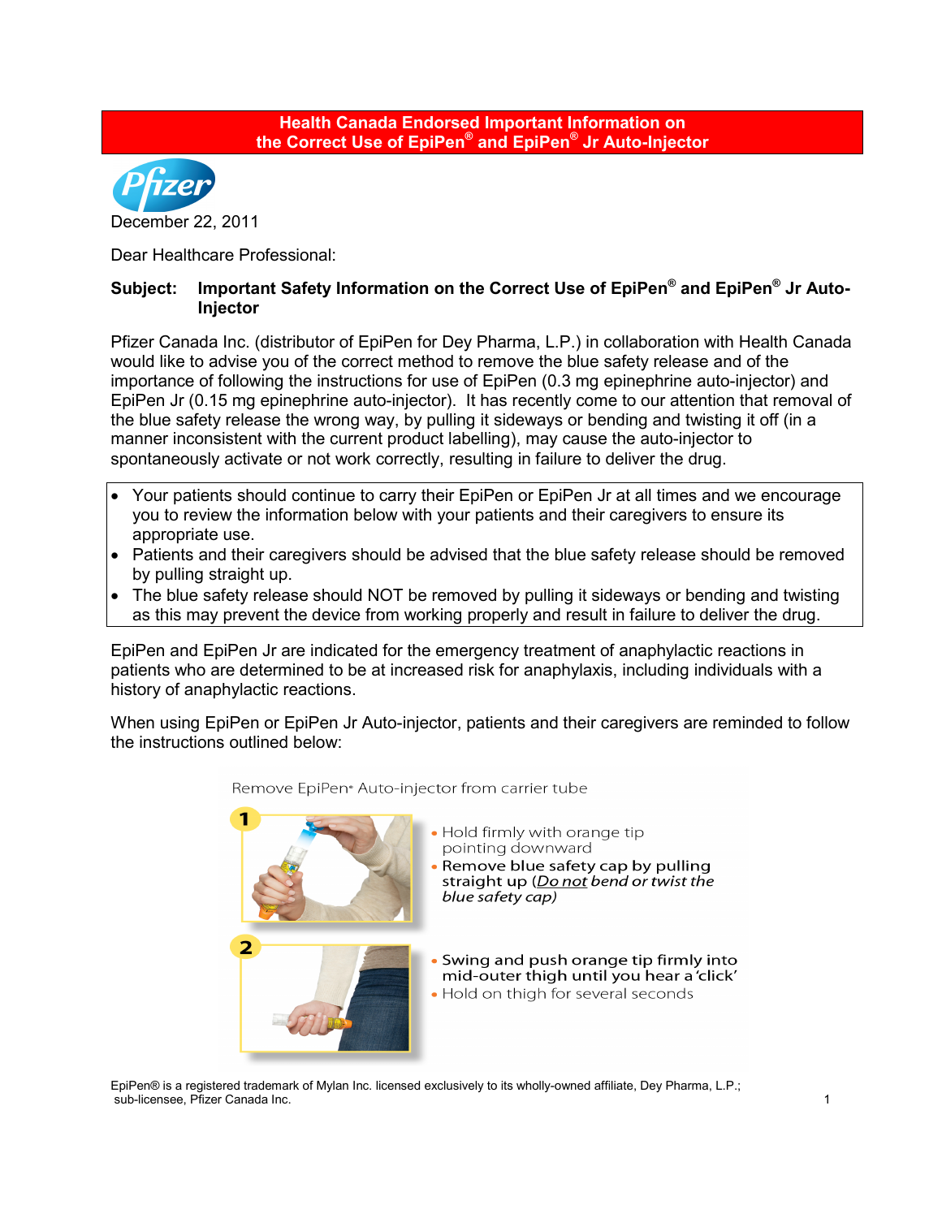**Health Canada Endorsed Important Information on the Correct Use of EpiPen® and EpiPen® Jr Auto-Injector**

Pfizer

December 22, 2011

Dear Healthcare Professional:

**Subject: Important Safety Information on the Correct Use of EpiPen® and EpiPen® Jr Auto-Injector**

Pfizer Canada Inc. (distributor of EpiPen for Dey Pharma, L.P.) in collaboration with Health Canada would like to advise you of the correct method to remove the blue safety release and of the importance of following the instructions for use of EpiPen (0.3 mg epinephrine auto-injector) and EpiPen Jr (0.15 mg epinephrine auto-injector). It has recently come to our attention that removal of the blue safety release the wrong way, by pulling it sideways or bending and twisting it off (in a manner inconsistent with the current product labelling), may cause the auto-injector to spontaneously activate or not work correctly, resulting in failure to deliver the drug.

- Your patients should continue to carry their EpiPen or EpiPen Jr at all times and we encourage you to review the information below with your patients and their caregivers to ensure its appropriate use.
- Patients and their caregivers should be advised that the blue safety release should be removed by pulling straight up.
- The blue safety release should NOT be removed by pulling it sideways or bending and twisting as this may prevent the device from working properly and result in failure to deliver the drug.

EpiPen and EpiPen Jr are indicated for the emergency treatment of anaphylactic reactions in patients who are determined to be at increased risk for anaphylaxis, including individuals with a history of anaphylactic reactions.

When using EpiPen or EpiPen Jr Auto-injector, patients and their caregivers are reminded to follow the instructions outlined below:

Remove EpiPen® Auto-injector from carrier tube

1

- Hold firmly with orange tip pointing downward
- Remove blue safety cap by pulling straight up (*Do not bend or twist the blue safety cap*)

2

- Swing and push orange tip firmly into mid-outer thigh until you hear a 'click'
- Hold on thigh for several seconds

EpiPen® is a registered trademark of Mylan Inc. licensed exclusively to its wholly-owned affiliate, Dey Pharma, L.P.; sub-licensee, Pfizer Canada Inc.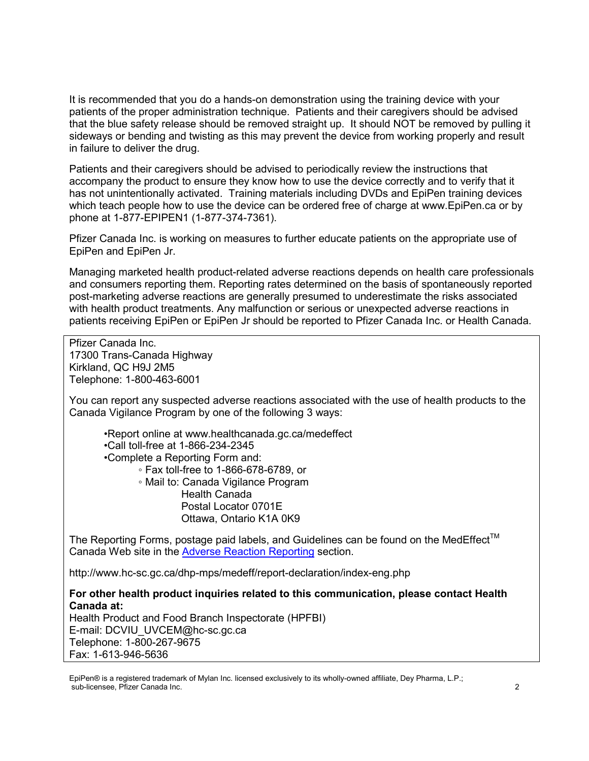It is recommended that you do a hands-on demonstration using the training device with your patients of the proper administration technique. Patients and their caregivers should be advised that the blue safety release should be removed straight up. It should NOT be removed by pulling it sideways or bending and twisting as this may prevent the device from working properly and result in failure to deliver the drug.

Patients and their caregivers should be advised to periodically review the instructions that accompany the product to ensure they know how to use the device correctly and to verify that it has not unintentionally activated. Training materials including DVDs and EpiPen training devices which teach people how to use the device can be ordered free of charge at www.EpiPen.ca or by phone at 1-877-EPIPEN1 (1-877-374-7361).

Pfizer Canada Inc. is working on measures to further educate patients on the appropriate use of EpiPen and EpiPen Jr.

Managing marketed health product-related adverse reactions depends on health care professionals and consumers reporting them. Reporting rates determined on the basis of spontaneously reported post-marketing adverse reactions are generally presumed to underestimate the risks associated with health product treatments. Any malfunction or serious or unexpected adverse reactions in patients receiving EpiPen or EpiPen Jr should be reported to Pfizer Canada Inc. or Health Canada.

Pfizer Canada Inc.
17300 Trans-Canada Highway
Kirkland, QC H9J 2M5
Telephone: 1-800-463-6001

You can report any suspected adverse reactions associated with the use of health products to the Canada Vigilance Program by one of the following 3 ways:

- Report online at www.healthcanada.gc.ca/medeffect
- Call toll-free at 1-866-234-2345
- Complete a Reporting Form and:
  - Fax toll-free to 1-866-678-6789, or
  - Mail to: Canada Vigilance Program
    Health Canada
    Postal Locator 0701E
    Ottawa, Ontario K1A 0K9

The Reporting Forms, postage paid labels, and Guidelines can be found on the MedEffect™ Canada Web site in the Adverse Reaction Reporting section.

http://www.hc-sc.gc.ca/dhp-mps/medeff/report-declaration/index-eng.php

**For other health product inquiries related to this communication, please contact Health Canada at:**
Health Product and Food Branch Inspectorate (HPFBI)
E-mail: DCVIU_UVCEM@hc-sc.gc.ca
Telephone: 1-800-267-9675
Fax: 1-613-946-5636

EpiPen® is a registered trademark of Mylan Inc. licensed exclusively to its wholly-owned affiliate, Dey Pharma, L.P.; sub-licensee, Pfizer Canada Inc.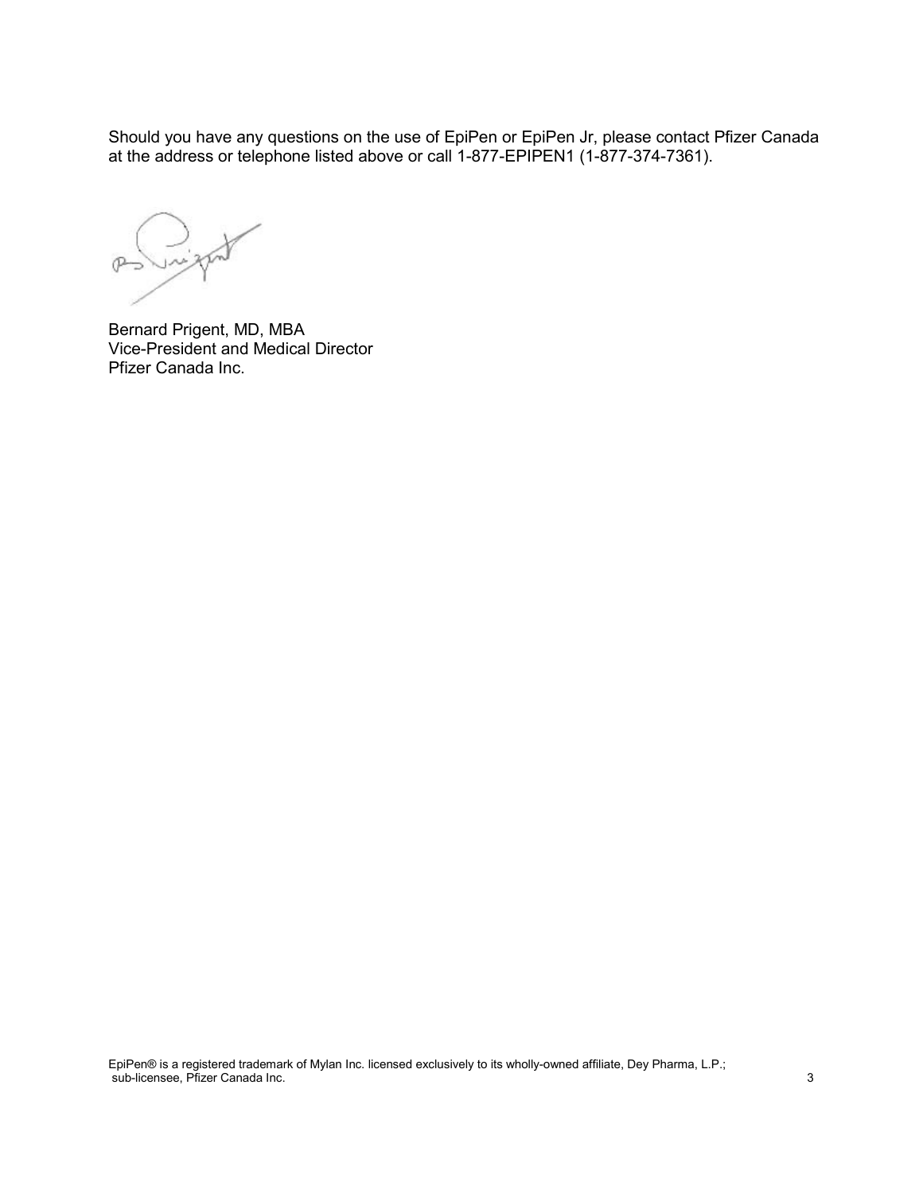Should you have any questions on the use of EpiPen or EpiPen Jr, please contact Pfizer Canada at the address or telephone listed above or call 1-877-EPIPEN1 (1-877-374-7361).

Bernard Prigent, MD, MBA
Vice-President and Medical Director
Pfizer Canada Inc.

EpiPen® is a registered trademark of Mylan Inc. licensed exclusively to its wholly-owned affiliate, Dey Pharma, L.P.; sub-licensee, Pfizer Canada Inc.